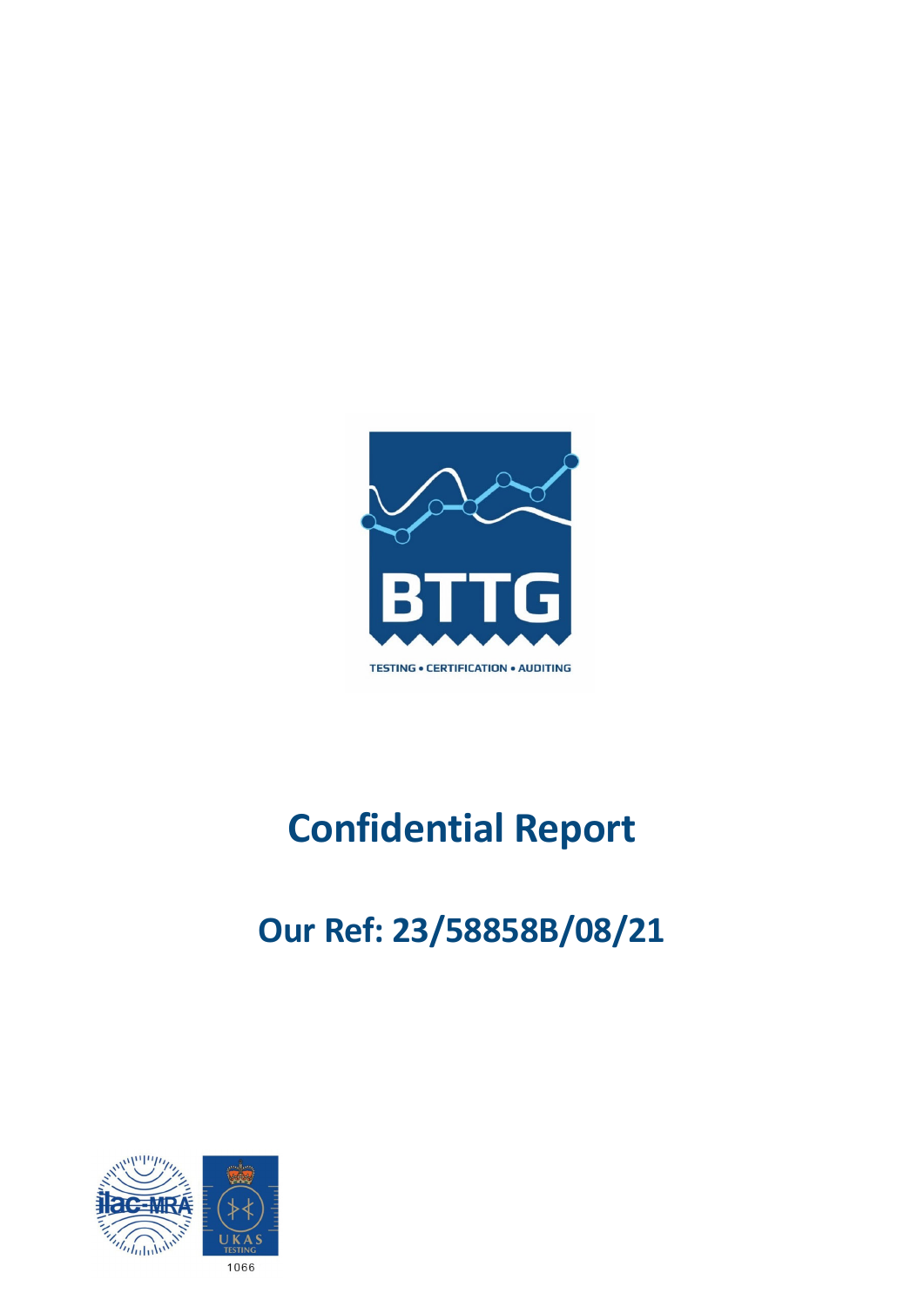BTTG

TESTING • CERTIFICATION • AUDITING

# Confidential Report

## Our Ref: 23/58858B/08/21

1066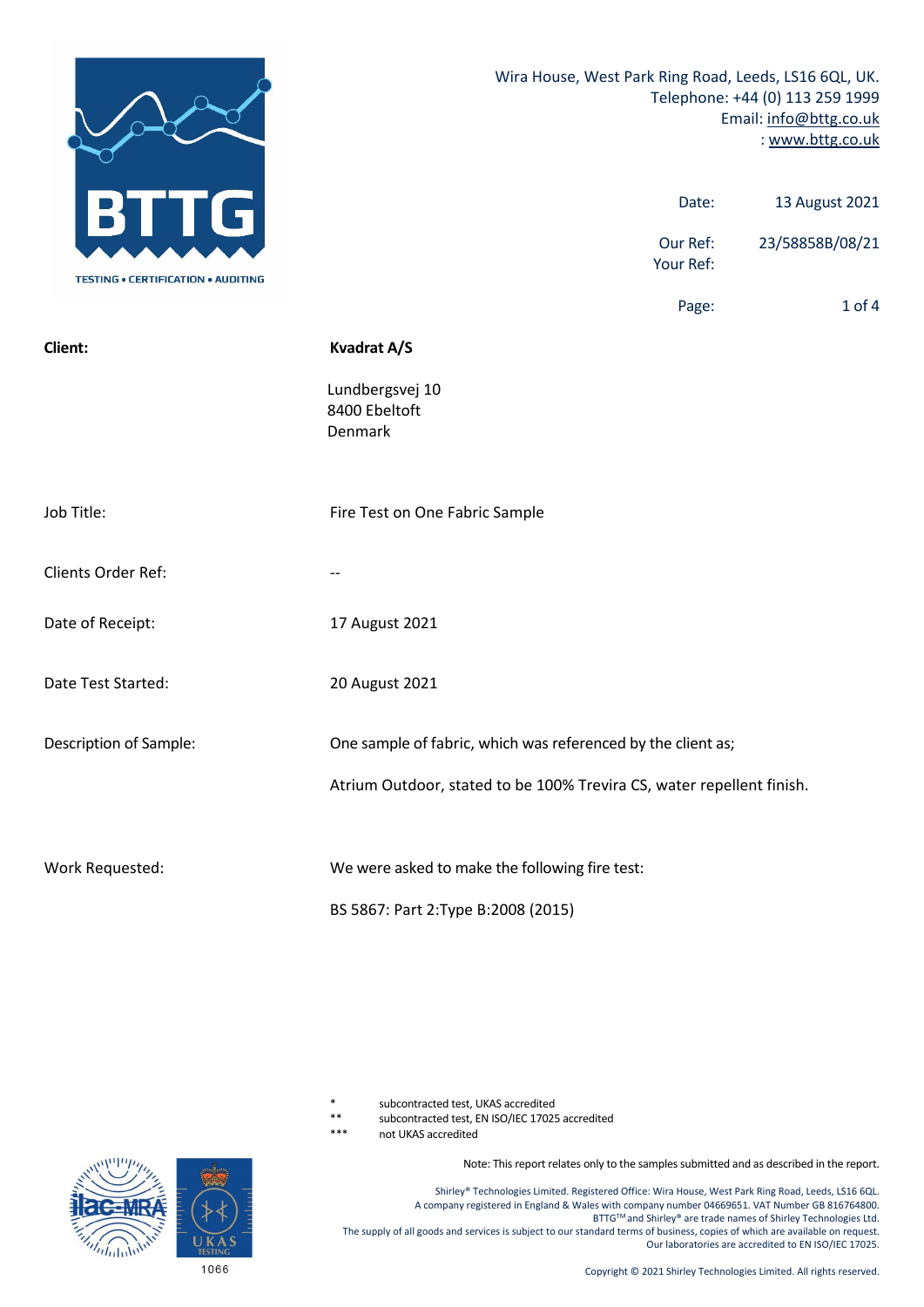Wira House, West Park Ring Road, Leeds, LS16 6QL, UK.
Telephone: +44 (0) 113 259 1999
Email: info@bttg.co.uk
: www.bttg.co.uk

| | |
|---|---|
| Date: | 13 August 2021 |
| Our Ref: | 23/58858B/08/21 |
| Your Ref: | |

| | |
|---|---|
| **Client:** | **Kvadrat A/S** |
| | Lundbergsvej 10<br>8400 Ebeltoft<br>Denmark |
| Job Title: | Fire Test on One Fabric Sample |
| Clients Order Ref: | -- |
| Date of Receipt: | 17 August 2021 |
| Date Test Started: | 20 August 2021 |
| Description of Sample: | One sample of fabric, which was referenced by the client as;<br><br>Atrium Outdoor, stated to be 100% Trevira CS, water repellent finish. |
| Work Requested: | We were asked to make the following fire test:<br><br>BS 5867: Part 2:Type B:2008 (2015) |

\* subcontracted test, UKAS accredited
\*\* subcontracted test, EN ISO/IEC 17025 accredited
\*\*\* not UKAS accredited

Note: This report relates only to the samples submitted and as described in the report.

Shirley® Technologies Limited. Registered Office: Wira House, West Park Ring Road, Leeds, LS16 6QL.
A company registered in England & Wales with company number 04669651. VAT Number GB 816764800.
BTTG™ and Shirley® are trade names of Shirley Technologies Ltd.
The supply of all goods and services is subject to our standard terms of business, copies of which are available on request.
Our laboratories are accredited to EN ISO/IEC 17025.

1066

Copyright © 2021 Shirley Technologies Limited. All rights reserved.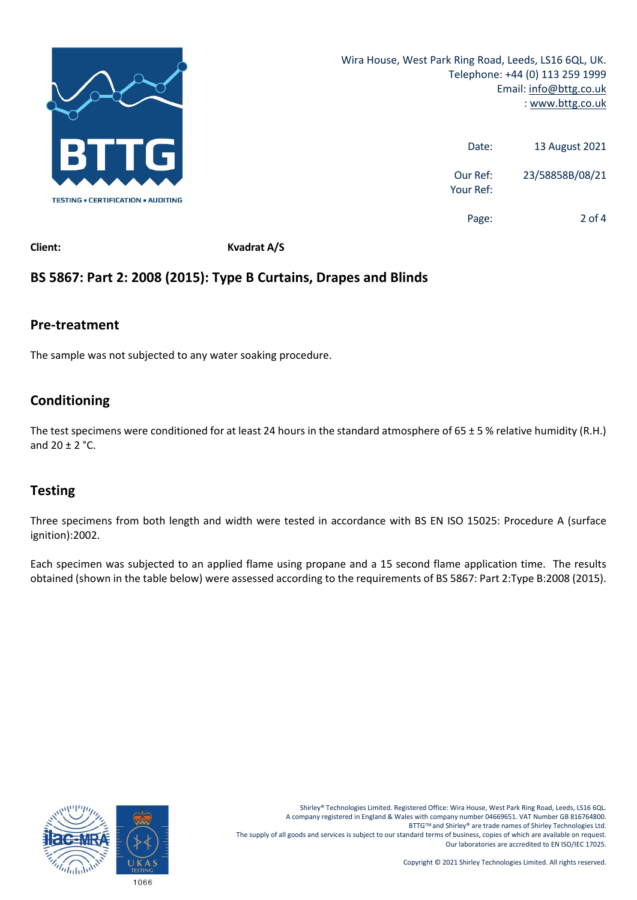Wira House, West Park Ring Road, Leeds, LS16 6QL, UK.
Telephone: +44 (0) 113 259 1999
Email: info@bttg.co.uk
: www.bttg.co.uk

Date: 13 August 2021

Our Ref: 23/58858B/08/21
Your Ref:

**Client:** **Kvadrat A/S**

## BS 5867: Part 2: 2008 (2015): Type B Curtains, Drapes and Blinds

### Pre-treatment

The sample was not subjected to any water soaking procedure.

### Conditioning

The test specimens were conditioned for at least 24 hours in the standard atmosphere of 65 ± 5 % relative humidity (R.H.) and 20 ± 2 °C.

### Testing

Three specimens from both length and width were tested in accordance with BS EN ISO 15025: Procedure A (surface ignition):2002.

Each specimen was subjected to an applied flame using propane and a 15 second flame application time. The results obtained (shown in the table below) were assessed according to the requirements of BS 5867: Part 2:Type B:2008 (2015).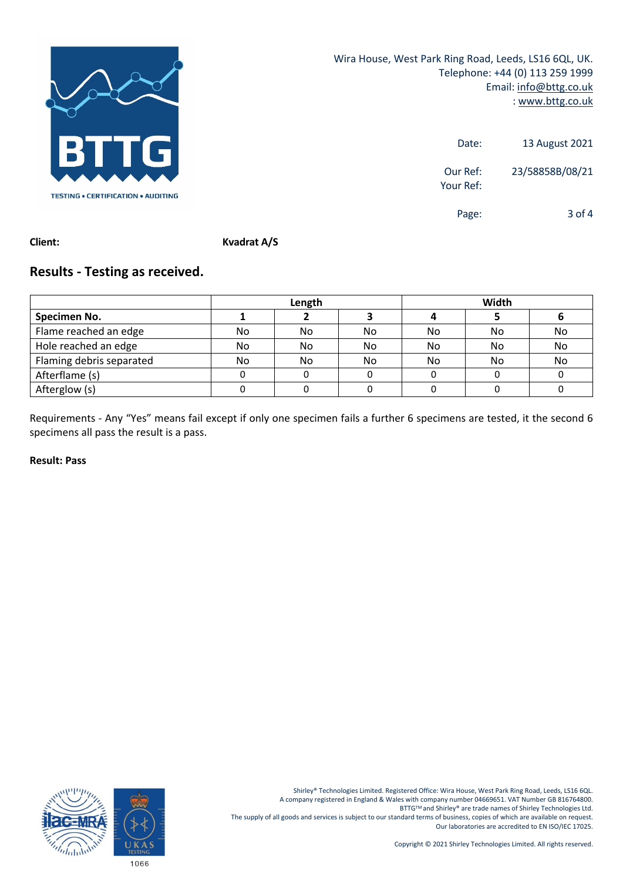Date: 13 August 2021

Our Ref: 23/58858B/08/21

Your Ref:

**Client:** **Kvadrat A/S**

## Results - Testing as received.

| | Length | | | Width | | |
|---|---|---|---|---|---|---|
| **Specimen No.** | **1** | **2** | **3** | **4** | **5** | **6** |
| Flame reached an edge | No | No | No | No | No | No |
| Hole reached an edge | No | No | No | No | No | No |
| Flaming debris separated | No | No | No | No | No | No |
| Afterflame (s) | 0 | 0 | 0 | 0 | 0 | 0 |
| Afterglow (s) | 0 | 0 | 0 | 0 | 0 | 0 |

Requirements - Any "Yes" means fail except if only one specimen fails a further 6 specimens are tested, it the second 6 specimens all pass the result is a pass.

**Result: Pass**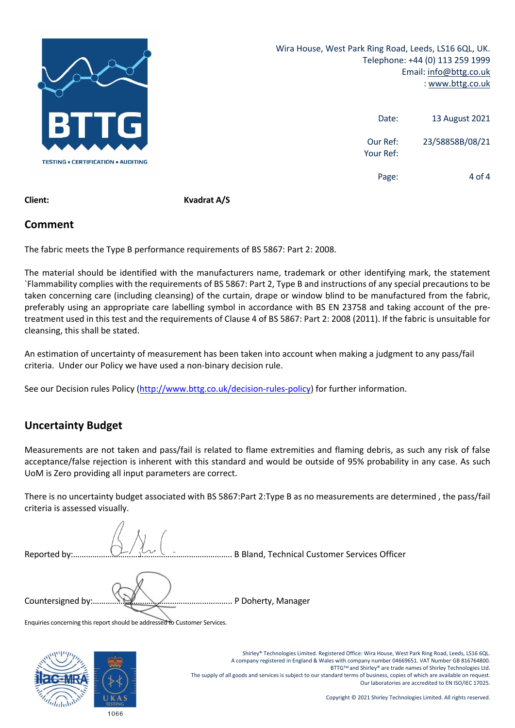Wira House, West Park Ring Road, Leeds, LS16 6QL, UK.
Telephone: +44 (0) 113 259 1999
Email: info@bttg.co.uk
: www.bttg.co.uk

Date: 13 August 2021

Our Ref: 23/58858B/08/21
Your Ref:

**Client:** **Kvadrat A/S**

## Comment

The fabric meets the Type B performance requirements of BS 5867: Part 2: 2008.

The material should be identified with the manufacturers name, trademark or other identifying mark, the statement `Flammability complies with the requirements of BS 5867: Part 2, Type B and instructions of any special precautions to be taken concerning care (including cleansing) of the curtain, drape or window blind to be manufactured from the fabric, preferably using an appropriate care labelling symbol in accordance with BS EN 23758 and taking account of the pre-treatment used in this test and the requirements of Clause 4 of BS 5867: Part 2: 2008 (2011). If the fabric is unsuitable for cleansing, this shall be stated.

An estimation of uncertainty of measurement has been taken into account when making a judgment to any pass/fail criteria. Under our Policy we have used a non-binary decision rule.

See our Decision rules Policy (http://www.bttg.co.uk/decision-rules-policy) for further information.

## Uncertainty Budget

Measurements are not taken and pass/fail is related to flame extremities and flaming debris, as such any risk of false acceptance/false rejection is inherent with this standard and would be outside of 95% probability in any case. As such UoM is Zero providing all input parameters are correct.

There is no uncertainty budget associated with BS 5867:Part 2:Type B as no measurements are determined , the pass/fail criteria is assessed visually.

Reported by:............................................................................ B Bland, Technical Customer Services Officer

Countersigned by:...................................................................... P Doherty, Manager

Enquiries concerning this report should be addressed to Customer Services.

1066

Shirley® Technologies Limited. Registered Office: Wira House, West Park Ring Road, Leeds, LS16 6QL.
A company registered in England & Wales with company number 04669651. VAT Number GB 816764800.
BTTG™ and Shirley® are trade names of Shirley Technologies Ltd.
The supply of all goods and services is subject to our standard terms of business, copies of which are available on request.
Our laboratories are accredited to EN ISO/IEC 17025.

Copyright © 2021 Shirley Technologies Limited. All rights reserved.